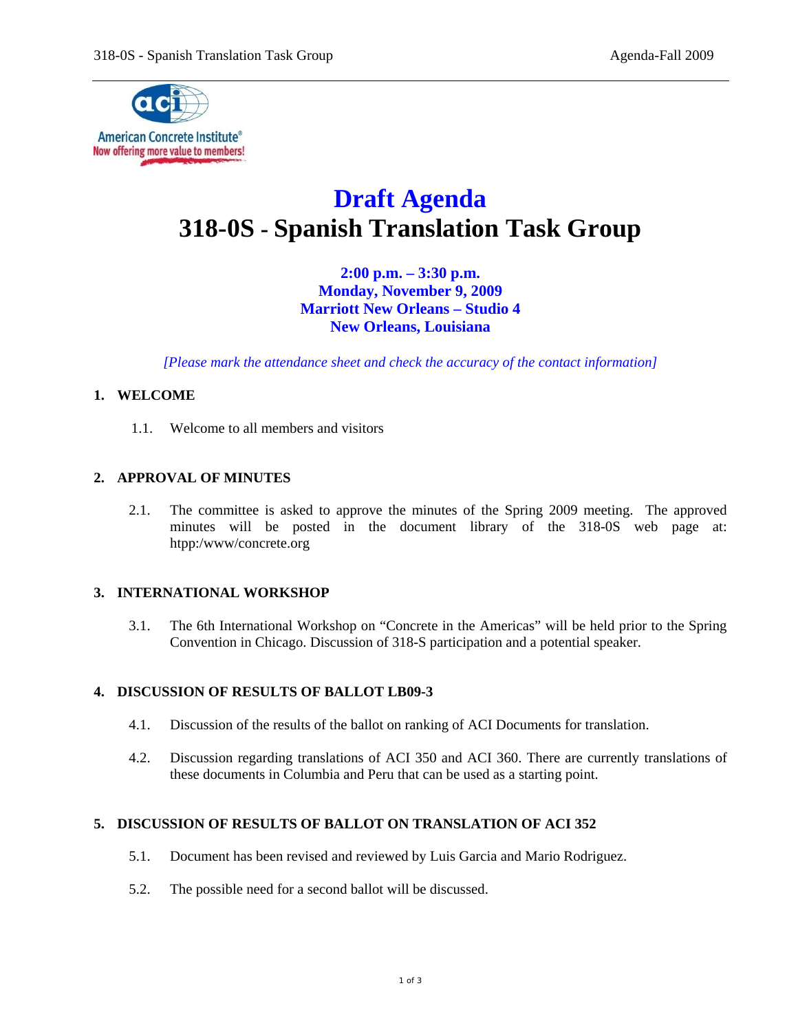# Draft Agenda

# 318-0S - Spanish Translation Task Group

**2:00 p.m. – 3:30 p.m.**
**Monday, November 9, 2009**
**Marriott New Orleans – Studio 4**
**New Orleans, Louisiana**

*[Please mark the attendance sheet and check the accuracy of the contact information]*

## 1. WELCOME

1.1. Welcome to all members and visitors

## 2. APPROVAL OF MINUTES

2.1. The committee is asked to approve the minutes of the Spring 2009 meeting. The approved minutes will be posted in the document library of the 318-0S web page at: htpp:/www/concrete.org

## 3. INTERNATIONAL WORKSHOP

3.1. The 6th International Workshop on "Concrete in the Americas" will be held prior to the Spring Convention in Chicago. Discussion of 318-S participation and a potential speaker.

## 4. DISCUSSION OF RESULTS OF BALLOT LB09-3

4.1. Discussion of the results of the ballot on ranking of ACI Documents for translation.

4.2. Discussion regarding translations of ACI 350 and ACI 360. There are currently translations of these documents in Columbia and Peru that can be used as a starting point.

## 5. DISCUSSION OF RESULTS OF BALLOT ON TRANSLATION OF ACI 352

5.1. Document has been revised and reviewed by Luis Garcia and Mario Rodriguez.

5.2. The possible need for a second ballot will be discussed.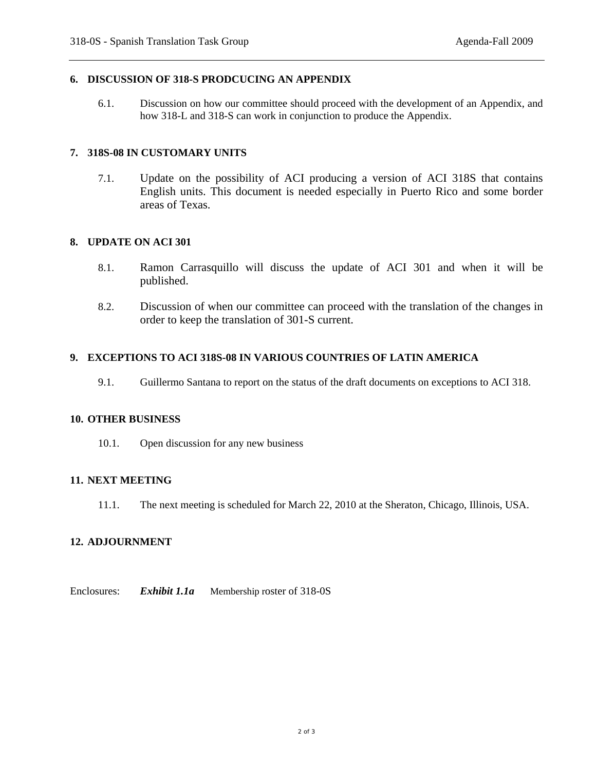## 6. DISCUSSION OF 318-S PRODCUCING AN APPENDIX

6.1. Discussion on how our committee should proceed with the development of an Appendix, and how 318-L and 318-S can work in conjunction to produce the Appendix.

## 7. 318S-08 IN CUSTOMARY UNITS

7.1. Update on the possibility of ACI producing a version of ACI 318S that contains English units. This document is needed especially in Puerto Rico and some border areas of Texas.

## 8. UPDATE ON ACI 301

8.1. Ramon Carrasquillo will discuss the update of ACI 301 and when it will be published.

8.2. Discussion of when our committee can proceed with the translation of the changes in order to keep the translation of 301-S current.

## 9. EXCEPTIONS TO ACI 318S-08 IN VARIOUS COUNTRIES OF LATIN AMERICA

9.1. Guillermo Santana to report on the status of the draft documents on exceptions to ACI 318.

## 10. OTHER BUSINESS

10.1. Open discussion for any new business

## 11. NEXT MEETING

11.1. The next meeting is scheduled for March 22, 2010 at the Sheraton, Chicago, Illinois, USA.

## 12. ADJOURNMENT

Enclosures: ***Exhibit 1.1a*** Membership roster of 318-0S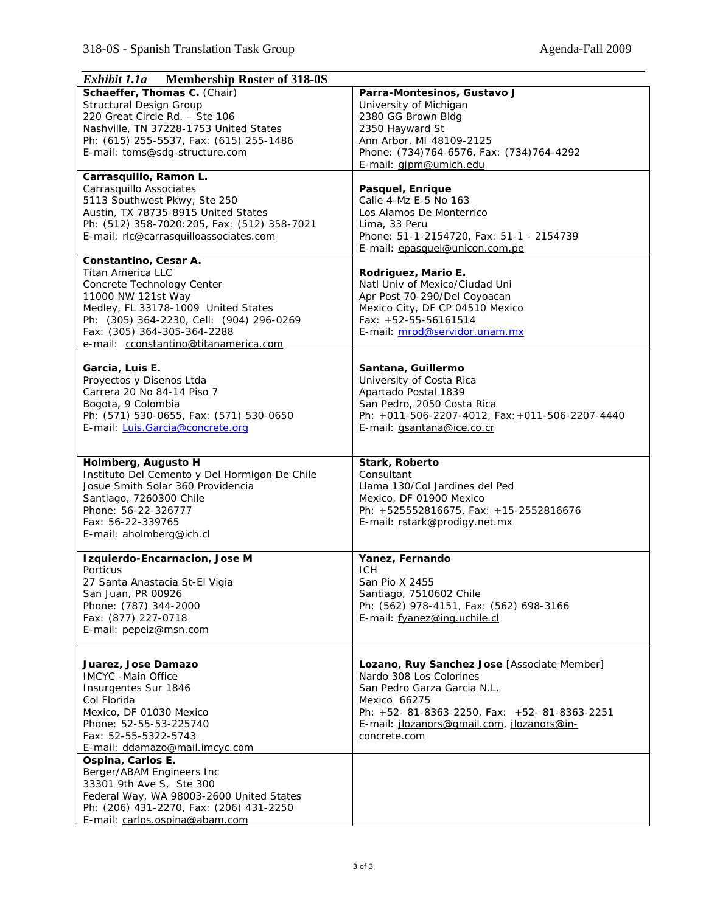*Exhibit 1.1a* **Membership Roster of 318-0S**

| | |
|---|---|
| **Schaeffer, Thomas C.** (Chair)<br>Structural Design Group<br>220 Great Circle Rd. – Ste 106<br>Nashville, TN 37228-1753 United States<br>Ph: (615) 255-5537, Fax: (615) 255-1486<br>E-mail: toms@sdg-structure.com | **Parra-Montesinos, Gustavo J**<br>University of Michigan<br>2380 GG Brown Bldg<br>2350 Hayward St<br>Ann Arbor, MI 48109-2125<br>Phone: (734)764-6576, Fax: (734)764-4292<br>E-mail: gjpm@umich.edu |
| **Carrasquillo, Ramon L.**<br>Carrasquillo Associates<br>5113 Southwest Pkwy, Ste 250<br>Austin, TX 78735-8915 United States<br>Ph: (512) 358-7020:205, Fax: (512) 358-7021<br>E-mail: rlc@carrasquilloassociates.com | **Pasquel, Enrique**<br>Calle 4-Mz E-5 No 163<br>Los Alamos De Monterrico<br>Lima, 33 Peru<br>Phone: 51-1-2154720, Fax: 51-1 - 2154739<br>E-mail: epasquel@unicon.com.pe |
| **Constantino, Cesar A.**<br>Titan America LLC<br>Concrete Technology Center<br>11000 NW 121st Way<br>Medley, FL 33178-1009 United States<br>Ph: (305) 364-2230, Cell: (904) 296-0269<br>Fax: (305) 364-305-364-2288<br>e-mail: cconstantino@titanamerica.com | **Rodriguez, Mario E.**<br>Natl Univ of Mexico/Ciudad Uni<br>Apr Post 70-290/Del Coyoacan<br>Mexico City, DF CP 04510 Mexico<br>Fax: +52-55-56161514<br>E-mail: mrod@servidor.unam.mx |
| **Garcia, Luis E.**<br>Proyectos y Disenos Ltda<br>Carrera 20 No 84-14 Piso 7<br>Bogota, 9 Colombia<br>Ph: (571) 530-0655, Fax: (571) 530-0650<br>E-mail: Luis.Garcia@concrete.org | **Santana, Guillermo**<br>University of Costa Rica<br>Apartado Postal 1839<br>San Pedro, 2050 Costa Rica<br>Ph: +011-506-2207-4012, Fax: +011-506-2207-4440<br>E-mail: gsantana@ice.co.cr |
| **Holmberg, Augusto H**<br>Instituto Del Cemento y Del Hormigon De Chile<br>Josue Smith Solar 360 Providencia<br>Santiago, 7260300 Chile<br>Phone: 56-22-326777<br>Fax: 56-22-339765<br>E-mail: aholmberg@ich.cl | **Stark, Roberto**<br>Consultant<br>Llama 130/Col Jardines del Ped<br>Mexico, DF 01900 Mexico<br>Ph: +525552816675, Fax: +15-2552816676<br>E-mail: rstark@prodigy.net.mx |
| **Izquierdo-Encarnacion, Jose M**<br>Porticus<br>27 Santa Anastacia St-El Vigia<br>San Juan, PR 00926<br>Phone: (787) 344-2000<br>Fax: (877) 227-0718<br>E-mail: pepeiz@msn.com | **Yanez, Fernando**<br>ICH<br>San Pio X 2455<br>Santiago, 7510602 Chile<br>Ph: (562) 978-4151, Fax: (562) 698-3166<br>E-mail: fyanez@ing.uchile.cl |
| **Juarez, Jose Damazo**<br>IMCYC -Main Office<br>Insurgentes Sur 1846<br>Col Florida<br>Mexico, DF 01030 Mexico<br>Phone: 52-55-53-225740<br>Fax: 52-55-5322-5743<br>E-mail: ddamazo@mail.imcyc.com | **Lozano, Ruy Sanchez Jose** [Associate Member]<br>Nardo 308 Los Colorines<br>San Pedro Garza Garcia N.L.<br>Mexico 66275<br>Ph: +52- 81-8363-2250, Fax: +52- 81-8363-2251<br>E-mail: jlozanors@gmail.com, jlozanors@in-concrete.com |
| **Ospina, Carlos E.**<br>Berger/ABAM Engineers Inc<br>33301 9th Ave S, Ste 300<br>Federal Way, WA 98003-2600 United States<br>Ph: (206) 431-2270, Fax: (206) 431-2250<br>E-mail: carlos.ospina@abam.com | |